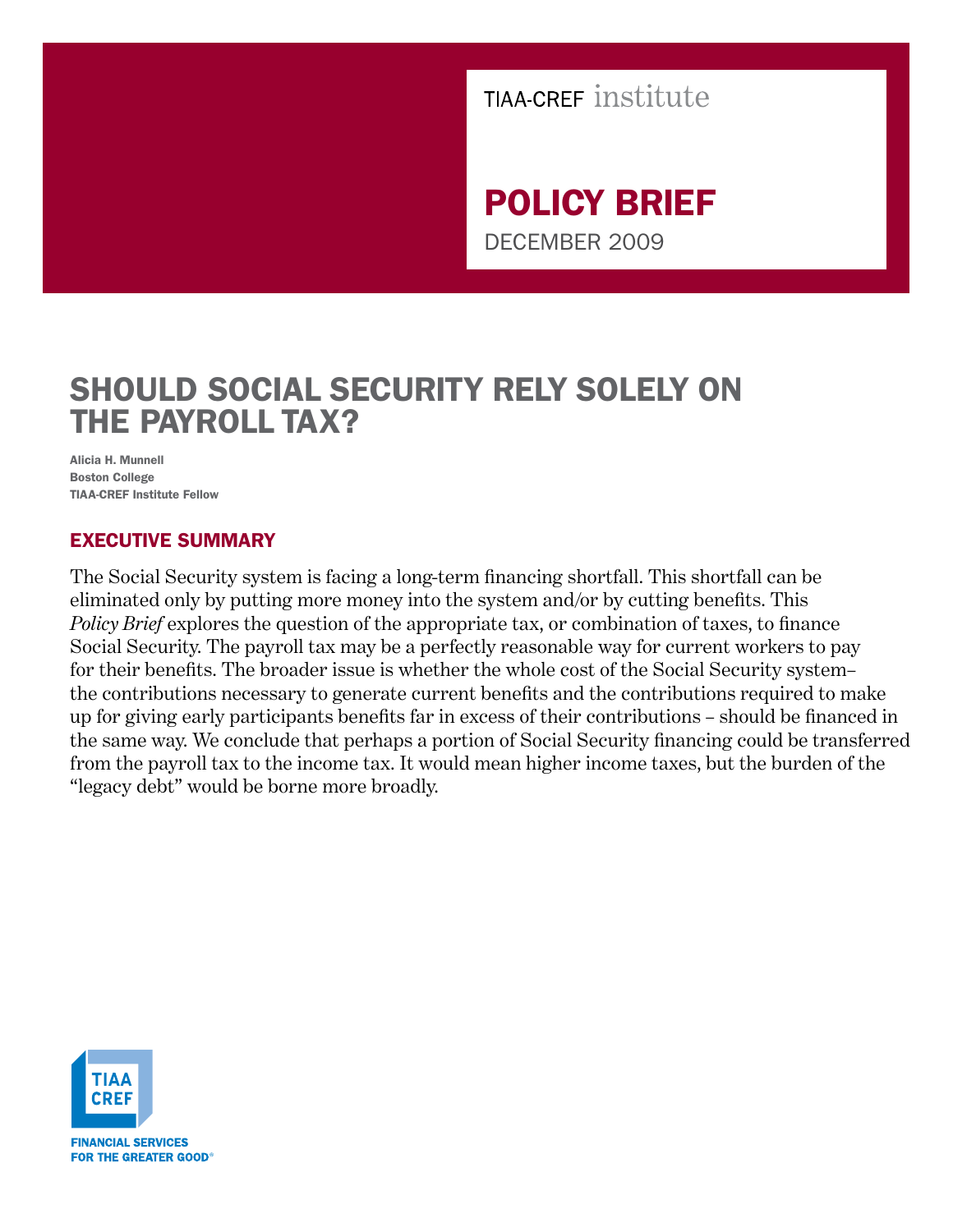TIAA-CREF institute

# POLICY BRIEF

DECEMBER 2009

# SHOULD SOCIAL SECURITY RELY SOLELY ON THE PAYROLL TAX?

**Alicia H. Munnell**
**Boston College**
**TIAA-CREF Institute Fellow**

## EXECUTIVE SUMMARY

The Social Security system is facing a long-term financing shortfall. This shortfall can be eliminated only by putting more money into the system and/or by cutting benefits. This *Policy Brief* explores the question of the appropriate tax, or combination of taxes, to finance Social Security. The payroll tax may be a perfectly reasonable way for current workers to pay for their benefits. The broader issue is whether the whole cost of the Social Security system– the contributions necessary to generate current benefits and the contributions required to make up for giving early participants benefits far in excess of their contributions – should be financed in the same way. We conclude that perhaps a portion of Social Security financing could be transferred from the payroll tax to the income tax. It would mean higher income taxes, but the burden of the "legacy debt" would be borne more broadly.

TIAA CREF

FINANCIAL SERVICES FOR THE GREATER GOOD®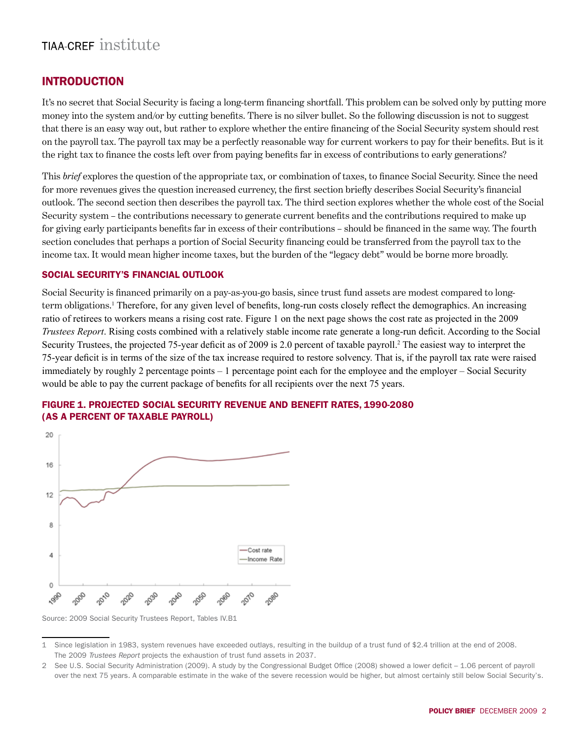## INTRODUCTION

It's no secret that Social Security is facing a long-term financing shortfall. This problem can be solved only by putting more money into the system and/or by cutting benefits. There is no silver bullet. So the following discussion is not to suggest that there is an easy way out, but rather to explore whether the entire financing of the Social Security system should rest on the payroll tax. The payroll tax may be a perfectly reasonable way for current workers to pay for their benefits. But is it the right tax to finance the costs left over from paying benefits far in excess of contributions to early generations?

This *brief* explores the question of the appropriate tax, or combination of taxes, to finance Social Security. Since the need for more revenues gives the question increased currency, the first section briefly describes Social Security's financial outlook. The second section then describes the payroll tax. The third section explores whether the whole cost of the Social Security system – the contributions necessary to generate current benefits and the contributions required to make up for giving early participants benefits far in excess of their contributions – should be financed in the same way. The fourth section concludes that perhaps a portion of Social Security financing could be transferred from the payroll tax to the income tax. It would mean higher income taxes, but the burden of the "legacy debt" would be borne more broadly.

### SOCIAL SECURITY'S FINANCIAL OUTLOOK

Social Security is financed primarily on a pay-as-you-go basis, since trust fund assets are modest compared to long-term obligations.[1] Therefore, for any given level of benefits, long-run costs closely reflect the demographics. An increasing ratio of retirees to workers means a rising cost rate. Figure 1 on the next page shows the cost rate as projected in the 2009 *Trustees Report*. Rising costs combined with a relatively stable income rate generate a long-run deficit. According to the Social Security Trustees, the projected 75-year deficit as of 2009 is 2.0 percent of taxable payroll.[2] The easiest way to interpret the 75-year deficit is in terms of the size of the tax increase required to restore solvency. That is, if the payroll tax rate were raised immediately by roughly 2 percentage points – 1 percentage point each for the employee and the employer – Social Security would be able to pay the current package of benefits for all recipients over the next 75 years.

#### FIGURE 1. PROJECTED SOCIAL SECURITY REVENUE AND BENEFIT RATES, 1990-2080 (AS A PERCENT OF TAXABLE PAYROLL)

Source: 2009 Social Security Trustees Report, Tables IV.B1

---

1 Since legislation in 1983, system revenues have exceeded outlays, resulting in the buildup of a trust fund of $2.4 trillion at the end of 2008. The 2009 *Trustees Report* projects the exhaustion of trust fund assets in 2037.

2 See U.S. Social Security Administration (2009). A study by the Congressional Budget Office (2008) showed a lower deficit – 1.06 percent of payroll over the next 75 years. A comparable estimate in the wake of the severe recession would be higher, but almost certainly still below Social Security's.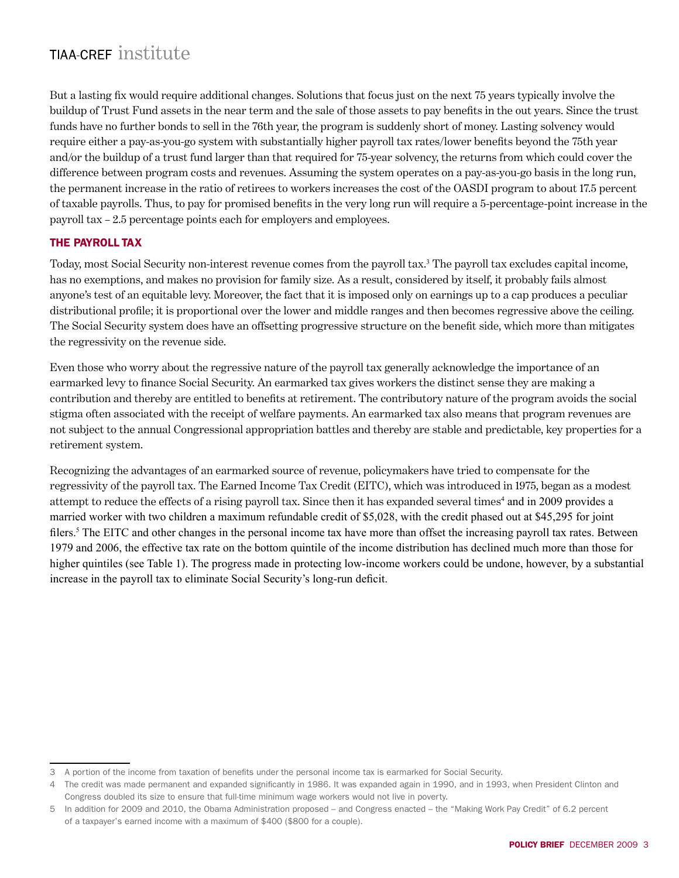But a lasting fix would require additional changes. Solutions that focus just on the next 75 years typically involve the buildup of Trust Fund assets in the near term and the sale of those assets to pay benefits in the out years. Since the trust funds have no further bonds to sell in the 76th year, the program is suddenly short of money. Lasting solvency would require either a pay-as-you-go system with substantially higher payroll tax rates/lower benefits beyond the 75th year and/or the buildup of a trust fund larger than that required for 75-year solvency, the returns from which could cover the difference between program costs and revenues. Assuming the system operates on a pay-as-you-go basis in the long run, the permanent increase in the ratio of retirees to workers increases the cost of the OASDI program to about 17.5 percent of taxable payrolls. Thus, to pay for promised benefits in the very long run will require a 5-percentage-point increase in the payroll tax – 2.5 percentage points each for employers and employees.

## THE PAYROLL TAX

Today, most Social Security non-interest revenue comes from the payroll tax.[3] The payroll tax excludes capital income, has no exemptions, and makes no provision for family size. As a result, considered by itself, it probably fails almost anyone's test of an equitable levy. Moreover, the fact that it is imposed only on earnings up to a cap produces a peculiar distributional profile; it is proportional over the lower and middle ranges and then becomes regressive above the ceiling. The Social Security system does have an offsetting progressive structure on the benefit side, which more than mitigates the regressivity on the revenue side.

Even those who worry about the regressive nature of the payroll tax generally acknowledge the importance of an earmarked levy to finance Social Security. An earmarked tax gives workers the distinct sense they are making a contribution and thereby are entitled to benefits at retirement. The contributory nature of the program avoids the social stigma often associated with the receipt of welfare payments. An earmarked tax also means that program revenues are not subject to the annual Congressional appropriation battles and thereby are stable and predictable, key properties for a retirement system.

Recognizing the advantages of an earmarked source of revenue, policymakers have tried to compensate for the regressivity of the payroll tax. The Earned Income Tax Credit (EITC), which was introduced in 1975, began as a modest attempt to reduce the effects of a rising payroll tax. Since then it has expanded several times[4] and in 2009 provides a married worker with two children a maximum refundable credit of $5,028, with the credit phased out at $45,295 for joint filers.[5] The EITC and other changes in the personal income tax have more than offset the increasing payroll tax rates. Between 1979 and 2006, the effective tax rate on the bottom quintile of the income distribution has declined much more than those for higher quintiles (see Table 1). The progress made in protecting low-income workers could be undone, however, by a substantial increase in the payroll tax to eliminate Social Security's long-run deficit.

---

3 A portion of the income from taxation of benefits under the personal income tax is earmarked for Social Security.

4 The credit was made permanent and expanded significantly in 1986. It was expanded again in 1990, and in 1993, when President Clinton and Congress doubled its size to ensure that full-time minimum wage workers would not live in poverty.

5 In addition for 2009 and 2010, the Obama Administration proposed – and Congress enacted – the "Making Work Pay Credit" of 6.2 percent of a taxpayer's earned income with a maximum of $400 ($800 for a couple).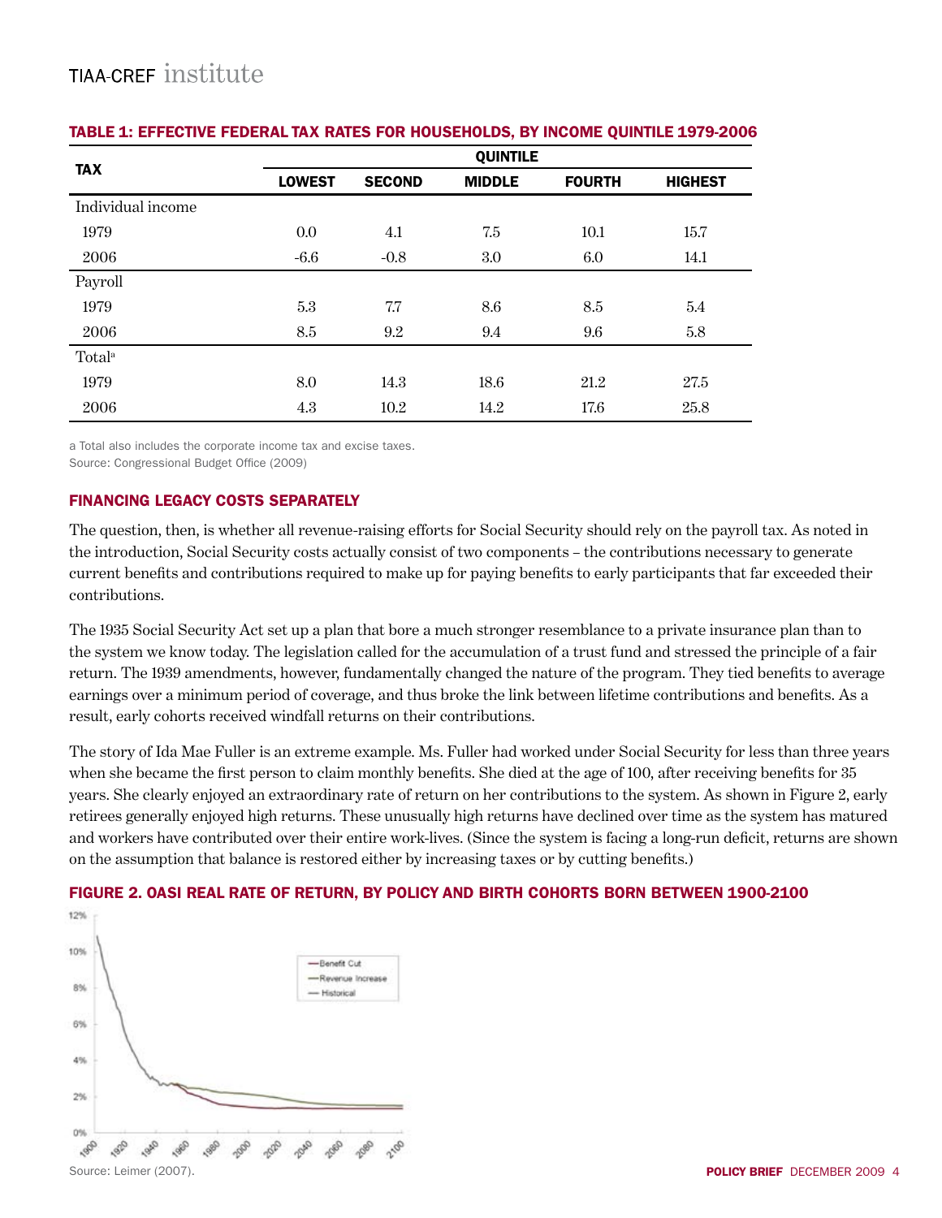### TABLE 1: EFFECTIVE FEDERAL TAX RATES FOR HOUSEHOLDS, BY INCOME QUINTILE 1979-2006

| TAX | QUINTILE | | | | |
|---|---|---|---|---|---|
| | LOWEST | SECOND | MIDDLE | FOURTH | HIGHEST |
| Individual income | | | | | |
| 1979 | 0.0 | 4.1 | 7.5 | 10.1 | 15.7 |
| 2006 | -6.6 | -0.8 | 3.0 | 6.0 | 14.1 |
| Payroll | | | | | |
| 1979 | 5.3 | 7.7 | 8.6 | 8.5 | 5.4 |
| 2006 | 8.5 | 9.2 | 9.4 | 9.6 | 5.8 |
| Total[a] | | | | | |
| 1979 | 8.0 | 14.3 | 18.6 | 21.2 | 27.5 |
| 2006 | 4.3 | 10.2 | 14.2 | 17.6 | 25.8 |

a Total also includes the corporate income tax and excise taxes.
Source: Congressional Budget Office (2009)

### FINANCING LEGACY COSTS SEPARATELY

The question, then, is whether all revenue-raising efforts for Social Security should rely on the payroll tax. As noted in the introduction, Social Security costs actually consist of two components – the contributions necessary to generate current benefits and contributions required to make up for paying benefits to early participants that far exceeded their contributions.

The 1935 Social Security Act set up a plan that bore a much stronger resemblance to a private insurance plan than to the system we know today. The legislation called for the accumulation of a trust fund and stressed the principle of a fair return. The 1939 amendments, however, fundamentally changed the nature of the program. They tied benefits to average earnings over a minimum period of coverage, and thus broke the link between lifetime contributions and benefits. As a result, early cohorts received windfall returns on their contributions.

The story of Ida Mae Fuller is an extreme example. Ms. Fuller had worked under Social Security for less than three years when she became the first person to claim monthly benefits. She died at the age of 100, after receiving benefits for 35 years. She clearly enjoyed an extraordinary rate of return on her contributions to the system. As shown in Figure 2, early retirees generally enjoyed high returns. These unusually high returns have declined over time as the system has matured and workers have contributed over their entire work-lives. (Since the system is facing a long-run deficit, returns are shown on the assumption that balance is restored either by increasing taxes or by cutting benefits.)

### FIGURE 2. OASI REAL RATE OF RETURN, BY POLICY AND BIRTH COHORTS BORN BETWEEN 1900-2100

Source: Leimer (2007).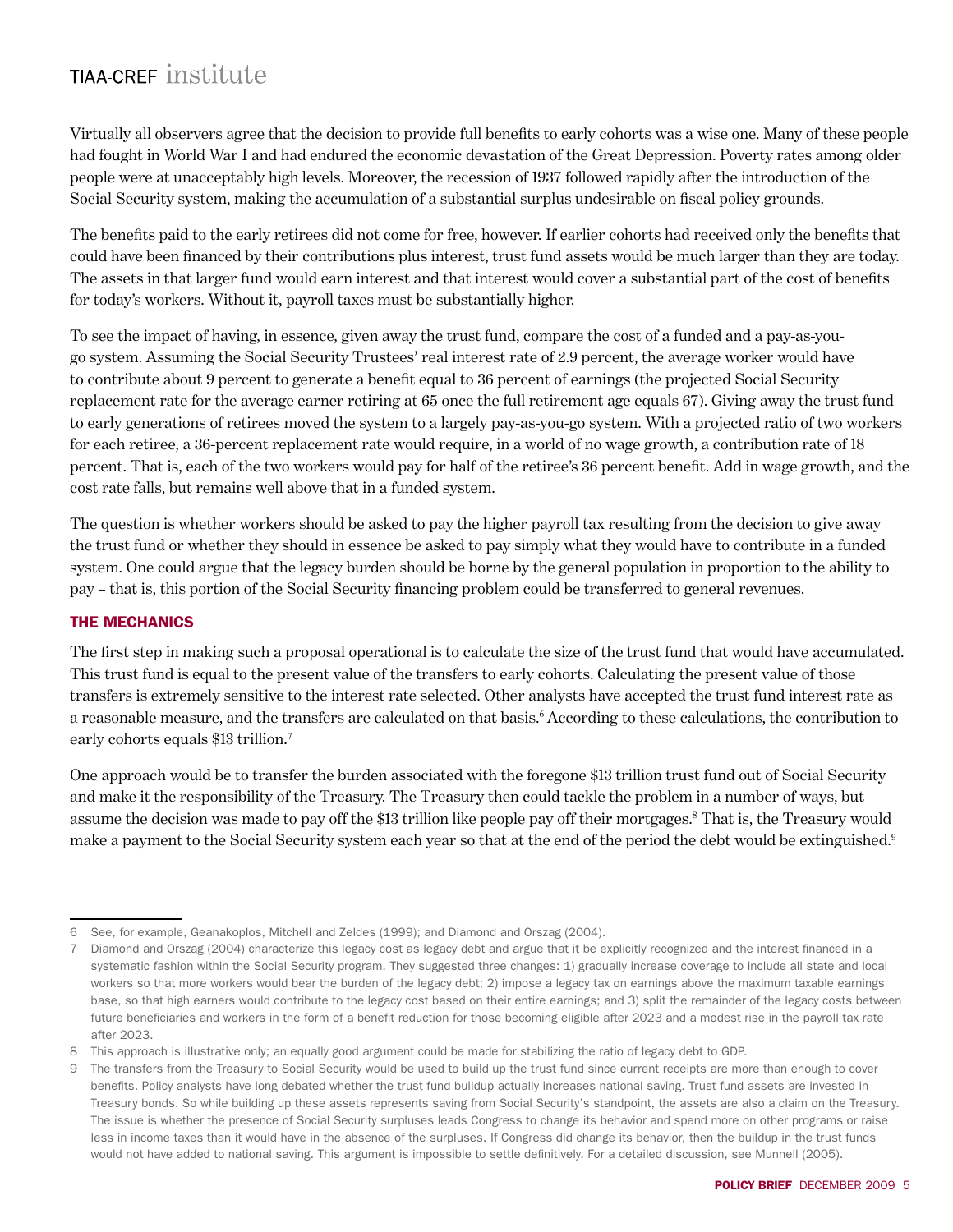Virtually all observers agree that the decision to provide full benefits to early cohorts was a wise one. Many of these people had fought in World War I and had endured the economic devastation of the Great Depression. Poverty rates among older people were at unacceptably high levels. Moreover, the recession of 1937 followed rapidly after the introduction of the Social Security system, making the accumulation of a substantial surplus undesirable on fiscal policy grounds.

The benefits paid to the early retirees did not come for free, however. If earlier cohorts had received only the benefits that could have been financed by their contributions plus interest, trust fund assets would be much larger than they are today. The assets in that larger fund would earn interest and that interest would cover a substantial part of the cost of benefits for today's workers. Without it, payroll taxes must be substantially higher.

To see the impact of having, in essence, given away the trust fund, compare the cost of a funded and a pay-as-you-go system. Assuming the Social Security Trustees' real interest rate of 2.9 percent, the average worker would have to contribute about 9 percent to generate a benefit equal to 36 percent of earnings (the projected Social Security replacement rate for the average earner retiring at 65 once the full retirement age equals 67). Giving away the trust fund to early generations of retirees moved the system to a largely pay-as-you-go system. With a projected ratio of two workers for each retiree, a 36-percent replacement rate would require, in a world of no wage growth, a contribution rate of 18 percent. That is, each of the two workers would pay for half of the retiree's 36 percent benefit. Add in wage growth, and the cost rate falls, but remains well above that in a funded system.

The question is whether workers should be asked to pay the higher payroll tax resulting from the decision to give away the trust fund or whether they should in essence be asked to pay simply what they would have to contribute in a funded system. One could argue that the legacy burden should be borne by the general population in proportion to the ability to pay – that is, this portion of the Social Security financing problem could be transferred to general revenues.

## THE MECHANICS

The first step in making such a proposal operational is to calculate the size of the trust fund that would have accumulated. This trust fund is equal to the present value of the transfers to early cohorts. Calculating the present value of those transfers is extremely sensitive to the interest rate selected. Other analysts have accepted the trust fund interest rate as a reasonable measure, and the transfers are calculated on that basis.[6] According to these calculations, the contribution to early cohorts equals $13 trillion.[7]

One approach would be to transfer the burden associated with the foregone $13 trillion trust fund out of Social Security and make it the responsibility of the Treasury. The Treasury then could tackle the problem in a number of ways, but assume the decision was made to pay off the $13 trillion like people pay off their mortgages.[8] That is, the Treasury would make a payment to the Social Security system each year so that at the end of the period the debt would be extinguished.[9]

---

6 See, for example, Geanakoplos, Mitchell and Zeldes (1999); and Diamond and Orszag (2004).

7 Diamond and Orszag (2004) characterize this legacy cost as legacy debt and argue that it be explicitly recognized and the interest financed in a systematic fashion within the Social Security program. They suggested three changes: 1) gradually increase coverage to include all state and local workers so that more workers would bear the burden of the legacy debt; 2) impose a legacy tax on earnings above the maximum taxable earnings base, so that high earners would contribute to the legacy cost based on their entire earnings; and 3) split the remainder of the legacy costs between future beneficiaries and workers in the form of a benefit reduction for those becoming eligible after 2023 and a modest rise in the payroll tax rate after 2023.

8 This approach is illustrative only; an equally good argument could be made for stabilizing the ratio of legacy debt to GDP.

9 The transfers from the Treasury to Social Security would be used to build up the trust fund since current receipts are more than enough to cover benefits. Policy analysts have long debated whether the trust fund buildup actually increases national saving. Trust fund assets are invested in Treasury bonds. So while building up these assets represents saving from Social Security's standpoint, the assets are also a claim on the Treasury. The issue is whether the presence of Social Security surpluses leads Congress to change its behavior and spend more on other programs or raise less in income taxes than it would have in the absence of the surpluses. If Congress did change its behavior, then the buildup in the trust funds would not have added to national saving. This argument is impossible to settle definitively. For a detailed discussion, see Munnell (2005).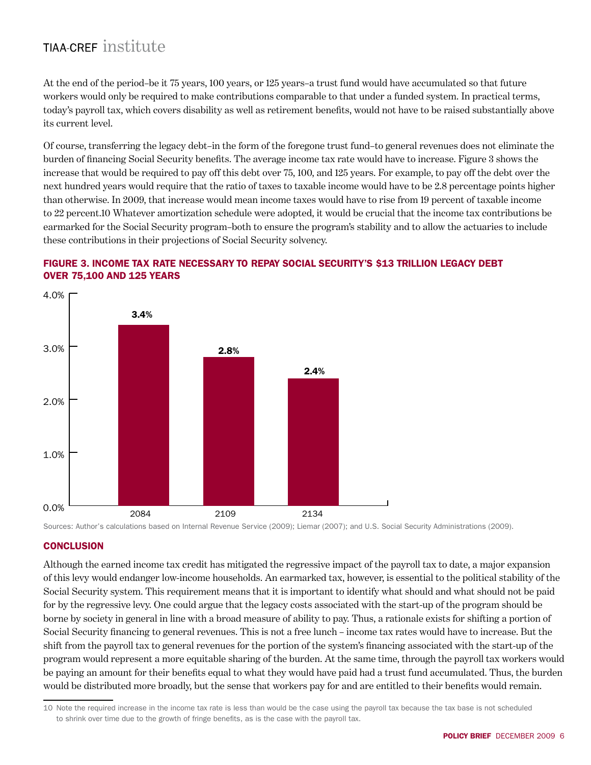At the end of the period–be it 75 years, 100 years, or 125 years–a trust fund would have accumulated so that future workers would only be required to make contributions comparable to that under a funded system. In practical terms, today's payroll tax, which covers disability as well as retirement benefits, would not have to be raised substantially above its current level.

Of course, transferring the legacy debt–in the form of the foregone trust fund–to general revenues does not eliminate the burden of financing Social Security benefits. The average income tax rate would have to increase. Figure 3 shows the increase that would be required to pay off this debt over 75, 100, and 125 years. For example, to pay off the debt over the next hundred years would require that the ratio of taxes to taxable income would have to be 2.8 percentage points higher than otherwise. In 2009, that increase would mean income taxes would have to rise from 19 percent of taxable income to 22 percent.[10] Whatever amortization schedule were adopted, it would be crucial that the income tax contributions be earmarked for the Social Security program–both to ensure the program's stability and to allow the actuaries to include these contributions in their projections of Social Security solvency.

### FIGURE 3. INCOME TAX RATE NECESSARY TO REPAY SOCIAL SECURITY'S $13 TRILLION LEGACY DEBT OVER 75,100 AND 125 YEARS

| Year | Income tax rate increase |
|---|---|
| 2084 | 3.4% |
| 2109 | 2.8% |
| 2134 | 2.4% |

Sources: Author's calculations based on Internal Revenue Service (2009); Liemar (2007); and U.S. Social Security Administrations (2009).

## CONCLUSION

Although the earned income tax credit has mitigated the regressive impact of the payroll tax to date, a major expansion of this levy would endanger low-income households. An earmarked tax, however, is essential to the political stability of the Social Security system. This requirement means that it is important to identify what should and what should not be paid for by the regressive levy. One could argue that the legacy costs associated with the start-up of the program should be borne by society in general in line with a broad measure of ability to pay. Thus, a rationale exists for shifting a portion of Social Security financing to general revenues. This is not a free lunch – income tax rates would have to increase. But the shift from the payroll tax to general revenues for the portion of the system's financing associated with the start-up of the program would represent a more equitable sharing of the burden. At the same time, through the payroll tax workers would be paying an amount for their benefits equal to what they would have paid had a trust fund accumulated. Thus, the burden would be distributed more broadly, but the sense that workers pay for and are entitled to their benefits would remain.

---

[10] Note the required increase in the income tax rate is less than would be the case using the payroll tax because the tax base is not scheduled to shrink over time due to the growth of fringe benefits, as is the case with the payroll tax.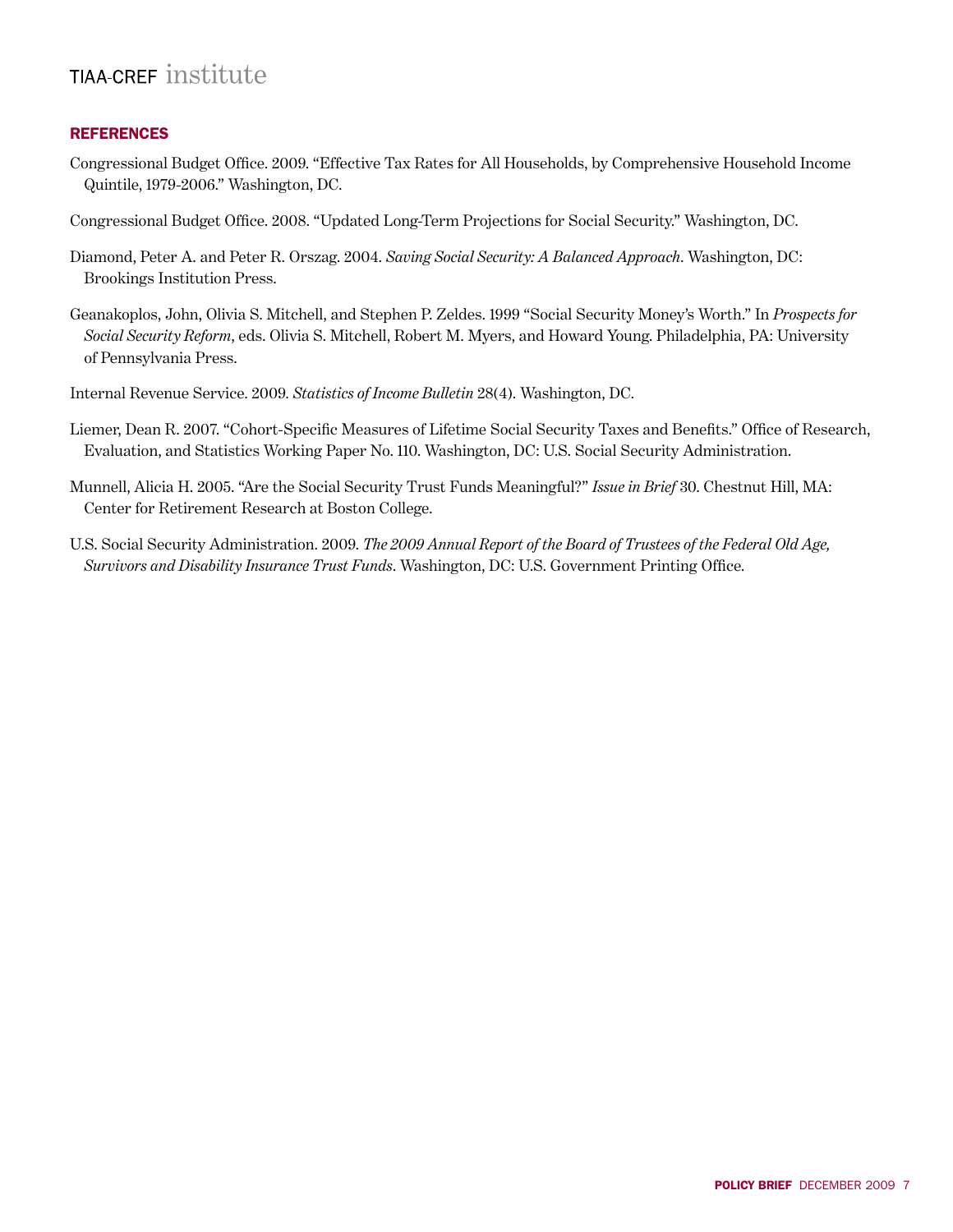## REFERENCES

Congressional Budget Office. 2009. “Effective Tax Rates for All Households, by Comprehensive Household Income Quintile, 1979-2006.” Washington, DC.

Congressional Budget Office. 2008. “Updated Long-Term Projections for Social Security.” Washington, DC.

Diamond, Peter A. and Peter R. Orszag. 2004. *Saving Social Security: A Balanced Approach*. Washington, DC: Brookings Institution Press.

Geanakoplos, John, Olivia S. Mitchell, and Stephen P. Zeldes. 1999 “Social Security Money’s Worth.” In *Prospects for Social Security Reform*, eds. Olivia S. Mitchell, Robert M. Myers, and Howard Young. Philadelphia, PA: University of Pennsylvania Press.

Internal Revenue Service. 2009. *Statistics of Income Bulletin* 28(4). Washington, DC.

Liemer, Dean R. 2007. “Cohort-Specific Measures of Lifetime Social Security Taxes and Benefits.” Office of Research, Evaluation, and Statistics Working Paper No. 110. Washington, DC: U.S. Social Security Administration.

Munnell, Alicia H. 2005. “Are the Social Security Trust Funds Meaningful?” *Issue in Brief* 30. Chestnut Hill, MA: Center for Retirement Research at Boston College.

U.S. Social Security Administration. 2009. *The 2009 Annual Report of the Board of Trustees of the Federal Old Age, Survivors and Disability Insurance Trust Funds*. Washington, DC: U.S. Government Printing Office.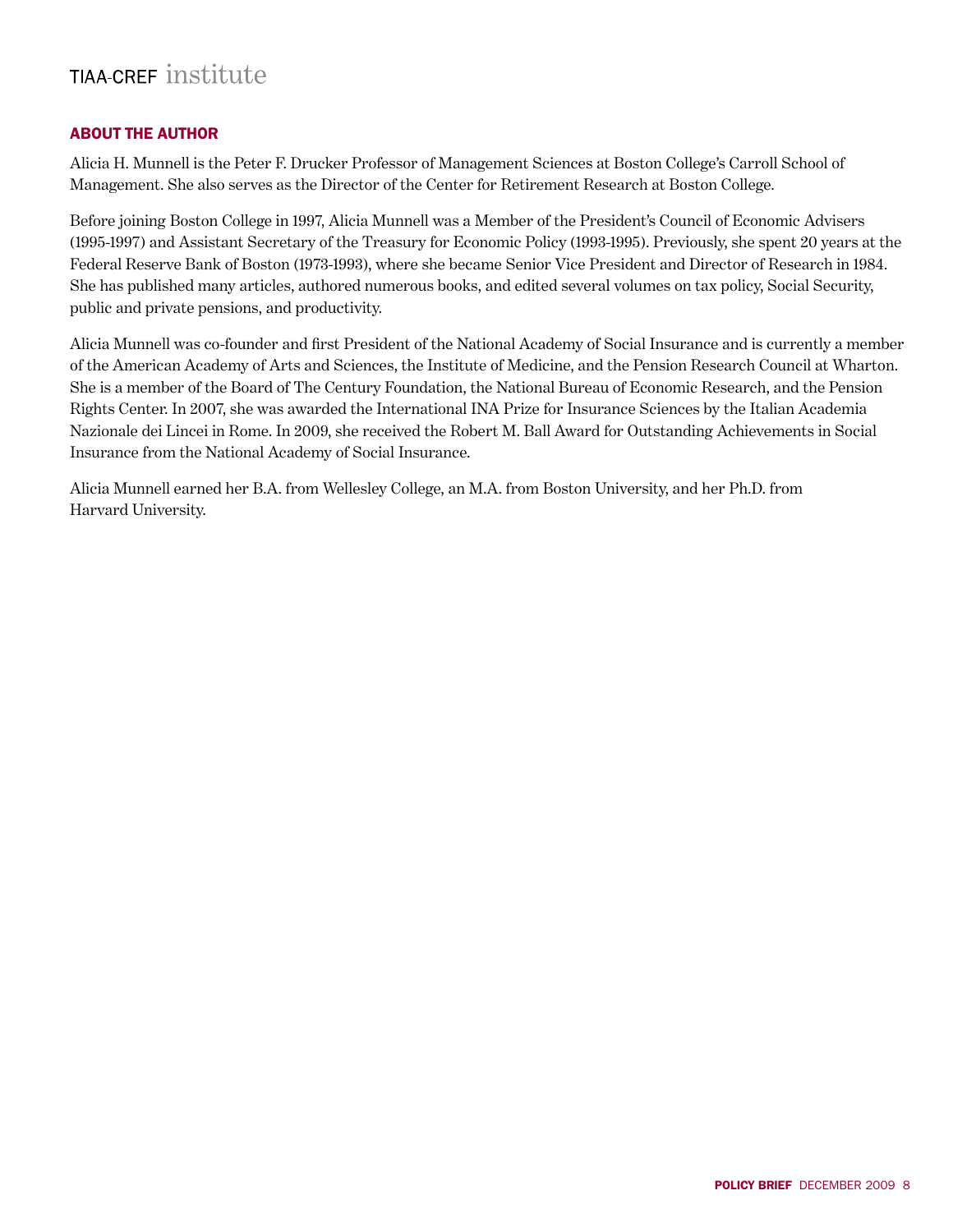## ABOUT THE AUTHOR

Alicia H. Munnell is the Peter F. Drucker Professor of Management Sciences at Boston College's Carroll School of Management. She also serves as the Director of the Center for Retirement Research at Boston College.

Before joining Boston College in 1997, Alicia Munnell was a Member of the President's Council of Economic Advisers (1995-1997) and Assistant Secretary of the Treasury for Economic Policy (1993-1995). Previously, she spent 20 years at the Federal Reserve Bank of Boston (1973-1993), where she became Senior Vice President and Director of Research in 1984. She has published many articles, authored numerous books, and edited several volumes on tax policy, Social Security, public and private pensions, and productivity.

Alicia Munnell was co-founder and first President of the National Academy of Social Insurance and is currently a member of the American Academy of Arts and Sciences, the Institute of Medicine, and the Pension Research Council at Wharton. She is a member of the Board of The Century Foundation, the National Bureau of Economic Research, and the Pension Rights Center. In 2007, she was awarded the International INA Prize for Insurance Sciences by the Italian Academia Nazionale dei Lincei in Rome. In 2009, she received the Robert M. Ball Award for Outstanding Achievements in Social Insurance from the National Academy of Social Insurance.

Alicia Munnell earned her B.A. from Wellesley College, an M.A. from Boston University, and her Ph.D. from Harvard University.